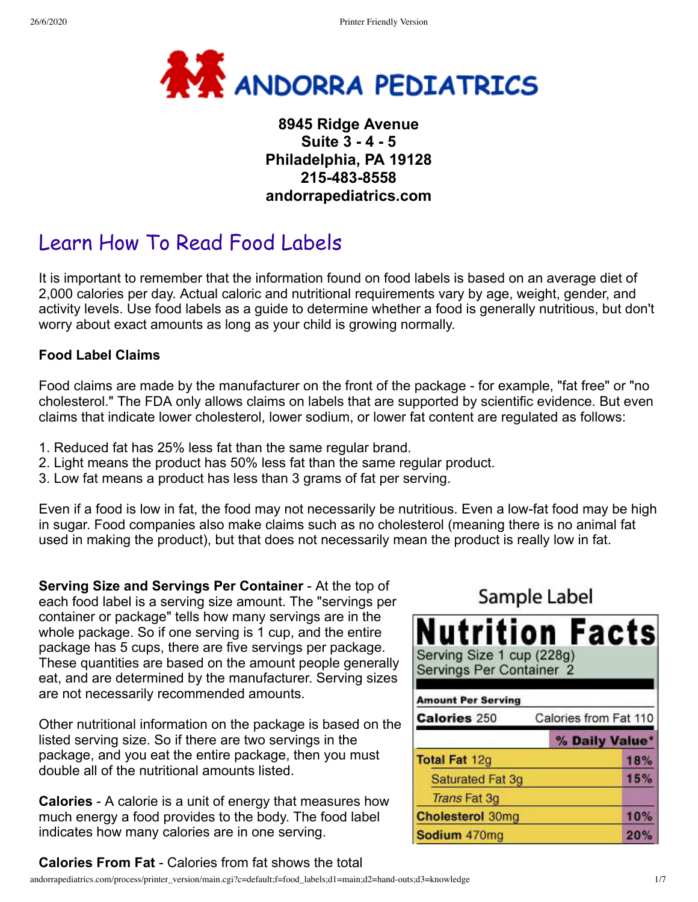# ANDORRA PEDIATRICS

**8945 Ridge Avenue**
**Suite 3 - 4 - 5**
**Philadelphia, PA 19128**
**215-483-8558**
**andorrapediatrics.com**

## Learn How To Read Food Labels

It is important to remember that the information found on food labels is based on an average diet of 2,000 calories per day. Actual caloric and nutritional requirements vary by age, weight, gender, and activity levels. Use food labels as a guide to determine whether a food is generally nutritious, but don't worry about exact amounts as long as your child is growing normally.

**Food Label Claims**

Food claims are made by the manufacturer on the front of the package - for example, "fat free" or "no cholesterol." The FDA only allows claims on labels that are supported by scientific evidence. But even claims that indicate lower cholesterol, lower sodium, or lower fat content are regulated as follows:

1. Reduced fat has 25% less fat than the same regular brand.
2. Light means the product has 50% less fat than the same regular product.
3. Low fat means a product has less than 3 grams of fat per serving.

Even if a food is low in fat, the food may not necessarily be nutritious. Even a low-fat food may be high in sugar. Food companies also make claims such as no cholesterol (meaning there is no animal fat used in making the product), but that does not necessarily mean the product is really low in fat.

**Serving Size and Servings Per Container** - At the top of each food label is a serving size amount. The "servings per container or package" tells how many servings are in the whole package. So if one serving is 1 cup, and the entire package has 5 cups, there are five servings per package. These quantities are based on the amount people generally eat, and are determined by the manufacturer. Serving sizes are not necessarily recommended amounts.

Other nutritional information on the package is based on the listed serving size. So if there are two servings in the package, and you eat the entire package, then you must double all of the nutritional amounts listed.

**Calories** - A calorie is a unit of energy that measures how much energy a food provides to the body. The food label indicates how many calories are in one serving.

Sample Label

**Nutrition Facts**
Serving Size 1 cup (228g)
Servings Per Container 2

| Amount Per Serving | |
|---|---|
| **Calories** 250 | Calories from Fat 110 |
| | **% Daily Value*** |
| **Total Fat** 12g | 18% |
| Saturated Fat 3g | 15% |
| *Trans* Fat 3g | |
| **Cholesterol** 30mg | 10% |
| **Sodium** 470mg | 20% |

**Calories From Fat** - Calories from fat shows the total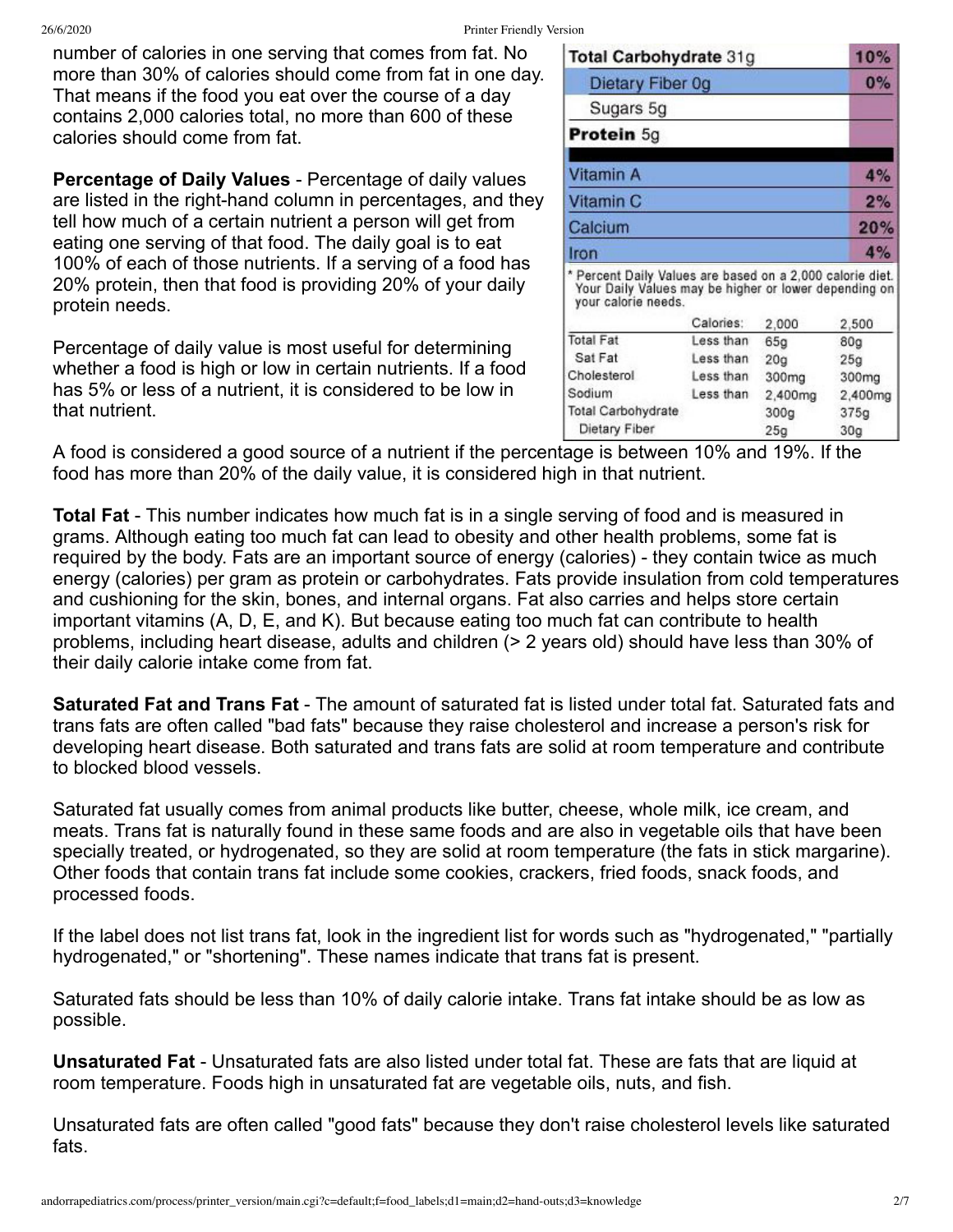number of calories in one serving that comes from fat. No more than 30% of calories should come from fat in one day. That means if the food you eat over the course of a day contains 2,000 calories total, no more than 600 of these calories should come from fat.

| Total Carbohydrate 31g | 10% |
|---|---|
| Dietary Fiber 0g | 0% |
| Sugars 5g | |
| **Protein** 5g | |
| Vitamin A | 4% |
| Vitamin C | 2% |
| Calcium | 20% |
| Iron | 4% |

\* Percent Daily Values are based on a 2,000 calorie diet. Your Daily Values may be higher or lower depending on your calorie needs.

| | Calories: | 2,000 | 2,500 |
|---|---|---|---|
| Total Fat | Less than | 65g | 80g |
| Sat Fat | Less than | 20g | 25g |
| Cholesterol | Less than | 300mg | 300mg |
| Sodium | Less than | 2,400mg | 2,400mg |
| Total Carbohydrate | | 300g | 375g |
| Dietary Fiber | | 25g | 30g |

**Percentage of Daily Values** - Percentage of daily values are listed in the right-hand column in percentages, and they tell how much of a certain nutrient a person will get from eating one serving of that food. The daily goal is to eat 100% of each of those nutrients. If a serving of a food has 20% protein, then that food is providing 20% of your daily protein needs.

Percentage of daily value is most useful for determining whether a food is high or low in certain nutrients. If a food has 5% or less of a nutrient, it is considered to be low in that nutrient.

A food is considered a good source of a nutrient if the percentage is between 10% and 19%. If the food has more than 20% of the daily value, it is considered high in that nutrient.

**Total Fat** - This number indicates how much fat is in a single serving of food and is measured in grams. Although eating too much fat can lead to obesity and other health problems, some fat is required by the body. Fats are an important source of energy (calories) - they contain twice as much energy (calories) per gram as protein or carbohydrates. Fats provide insulation from cold temperatures and cushioning for the skin, bones, and internal organs. Fat also carries and helps store certain important vitamins (A, D, E, and K). But because eating too much fat can contribute to health problems, including heart disease, adults and children (> 2 years old) should have less than 30% of their daily calorie intake come from fat.

**Saturated Fat and Trans Fat** - The amount of saturated fat is listed under total fat. Saturated fats and trans fats are often called "bad fats" because they raise cholesterol and increase a person's risk for developing heart disease. Both saturated and trans fats are solid at room temperature and contribute to blocked blood vessels.

Saturated fat usually comes from animal products like butter, cheese, whole milk, ice cream, and meats. Trans fat is naturally found in these same foods and are also in vegetable oils that have been specially treated, or hydrogenated, so they are solid at room temperature (the fats in stick margarine). Other foods that contain trans fat include some cookies, crackers, fried foods, snack foods, and processed foods.

If the label does not list trans fat, look in the ingredient list for words such as "hydrogenated," "partially hydrogenated," or "shortening". These names indicate that trans fat is present.

Saturated fats should be less than 10% of daily calorie intake. Trans fat intake should be as low as possible.

**Unsaturated Fat** - Unsaturated fats are also listed under total fat. These are fats that are liquid at room temperature. Foods high in unsaturated fat are vegetable oils, nuts, and fish.

Unsaturated fats are often called "good fats" because they don't raise cholesterol levels like saturated fats.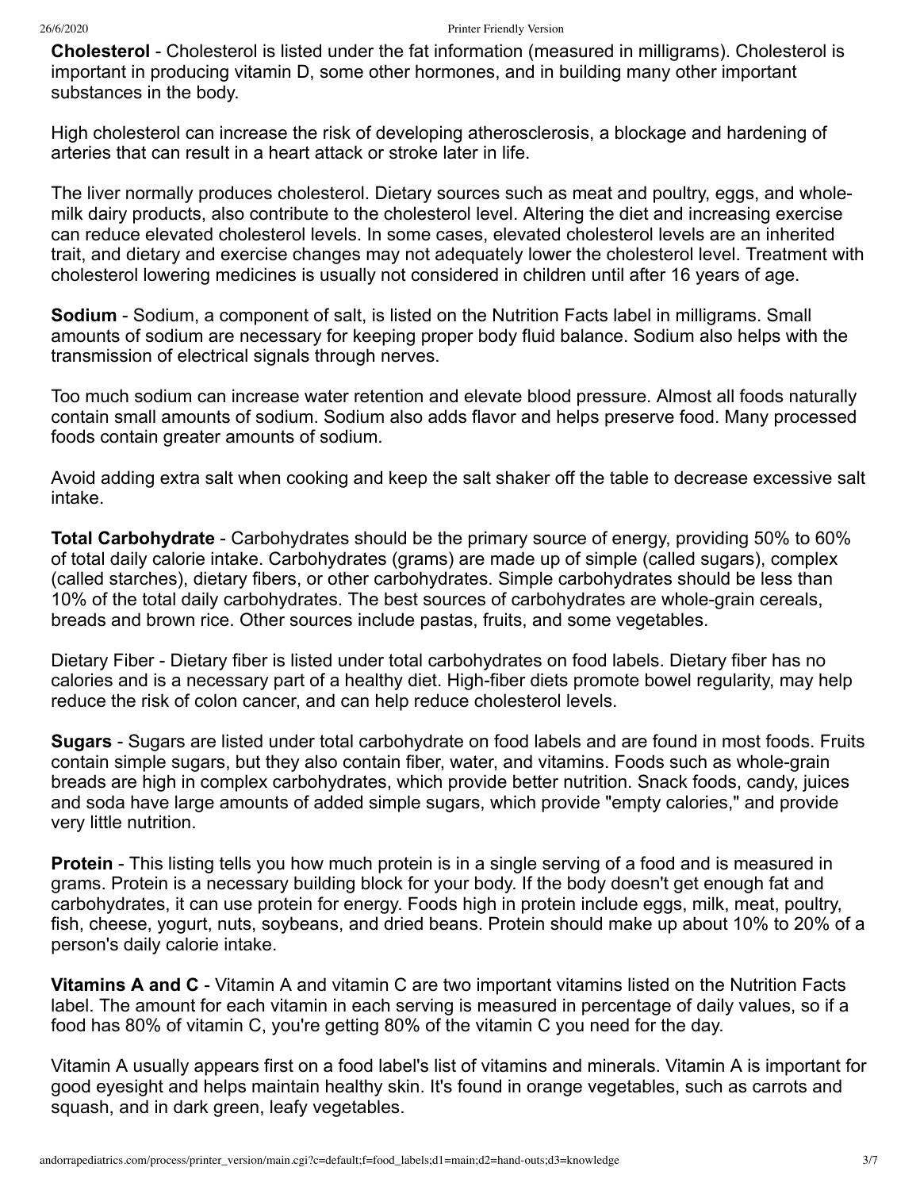**Cholesterol** - Cholesterol is listed under the fat information (measured in milligrams). Cholesterol is important in producing vitamin D, some other hormones, and in building many other important substances in the body.

High cholesterol can increase the risk of developing atherosclerosis, a blockage and hardening of arteries that can result in a heart attack or stroke later in life.

The liver normally produces cholesterol. Dietary sources such as meat and poultry, eggs, and whole-milk dairy products, also contribute to the cholesterol level. Altering the diet and increasing exercise can reduce elevated cholesterol levels. In some cases, elevated cholesterol levels are an inherited trait, and dietary and exercise changes may not adequately lower the cholesterol level. Treatment with cholesterol lowering medicines is usually not considered in children until after 16 years of age.

**Sodium** - Sodium, a component of salt, is listed on the Nutrition Facts label in milligrams. Small amounts of sodium are necessary for keeping proper body fluid balance. Sodium also helps with the transmission of electrical signals through nerves.

Too much sodium can increase water retention and elevate blood pressure. Almost all foods naturally contain small amounts of sodium. Sodium also adds flavor and helps preserve food. Many processed foods contain greater amounts of sodium.

Avoid adding extra salt when cooking and keep the salt shaker off the table to decrease excessive salt intake.

**Total Carbohydrate** - Carbohydrates should be the primary source of energy, providing 50% to 60% of total daily calorie intake. Carbohydrates (grams) are made up of simple (called sugars), complex (called starches), dietary fibers, or other carbohydrates. Simple carbohydrates should be less than 10% of the total daily carbohydrates. The best sources of carbohydrates are whole-grain cereals, breads and brown rice. Other sources include pastas, fruits, and some vegetables.

Dietary Fiber - Dietary fiber is listed under total carbohydrates on food labels. Dietary fiber has no calories and is a necessary part of a healthy diet. High-fiber diets promote bowel regularity, may help reduce the risk of colon cancer, and can help reduce cholesterol levels.

**Sugars** - Sugars are listed under total carbohydrate on food labels and are found in most foods. Fruits contain simple sugars, but they also contain fiber, water, and vitamins. Foods such as whole-grain breads are high in complex carbohydrates, which provide better nutrition. Snack foods, candy, juices and soda have large amounts of added simple sugars, which provide "empty calories," and provide very little nutrition.

**Protein** - This listing tells you how much protein is in a single serving of a food and is measured in grams. Protein is a necessary building block for your body. If the body doesn't get enough fat and carbohydrates, it can use protein for energy. Foods high in protein include eggs, milk, meat, poultry, fish, cheese, yogurt, nuts, soybeans, and dried beans. Protein should make up about 10% to 20% of a person's daily calorie intake.

**Vitamins A and C** - Vitamin A and vitamin C are two important vitamins listed on the Nutrition Facts label. The amount for each vitamin in each serving is measured in percentage of daily values, so if a food has 80% of vitamin C, you're getting 80% of the vitamin C you need for the day.

Vitamin A usually appears first on a food label's list of vitamins and minerals. Vitamin A is important for good eyesight and helps maintain healthy skin. It's found in orange vegetables, such as carrots and squash, and in dark green, leafy vegetables.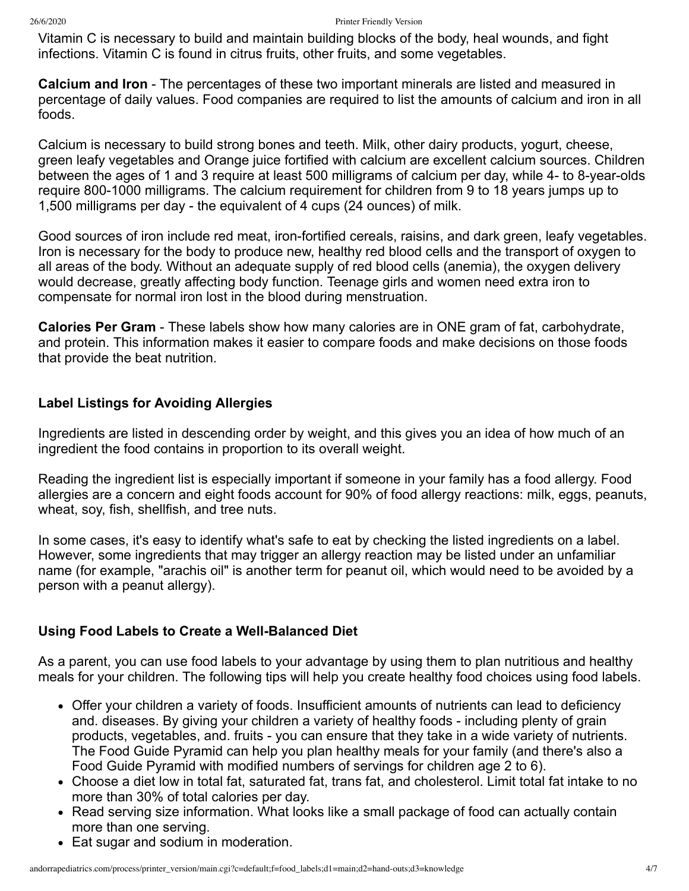Vitamin C is necessary to build and maintain building blocks of the body, heal wounds, and fight infections. Vitamin C is found in citrus fruits, other fruits, and some vegetables.

**Calcium and Iron** - The percentages of these two important minerals are listed and measured in percentage of daily values. Food companies are required to list the amounts of calcium and iron in all foods.

Calcium is necessary to build strong bones and teeth. Milk, other dairy products, yogurt, cheese, green leafy vegetables and Orange juice fortified with calcium are excellent calcium sources. Children between the ages of 1 and 3 require at least 500 milligrams of calcium per day, while 4- to 8-year-olds require 800-1000 milligrams. The calcium requirement for children from 9 to 18 years jumps up to 1,500 milligrams per day - the equivalent of 4 cups (24 ounces) of milk.

Good sources of iron include red meat, iron-fortified cereals, raisins, and dark green, leafy vegetables. Iron is necessary for the body to produce new, healthy red blood cells and the transport of oxygen to all areas of the body. Without an adequate supply of red blood cells (anemia), the oxygen delivery would decrease, greatly affecting body function. Teenage girls and women need extra iron to compensate for normal iron lost in the blood during menstruation.

**Calories Per Gram** - These labels show how many calories are in ONE gram of fat, carbohydrate, and protein. This information makes it easier to compare foods and make decisions on those foods that provide the beat nutrition.

### Label Listings for Avoiding Allergies

Ingredients are listed in descending order by weight, and this gives you an idea of how much of an ingredient the food contains in proportion to its overall weight.

Reading the ingredient list is especially important if someone in your family has a food allergy. Food allergies are a concern and eight foods account for 90% of food allergy reactions: milk, eggs, peanuts, wheat, soy, fish, shellfish, and tree nuts.

In some cases, it's easy to identify what's safe to eat by checking the listed ingredients on a label. However, some ingredients that may trigger an allergy reaction may be listed under an unfamiliar name (for example, "arachis oil" is another term for peanut oil, which would need to be avoided by a person with a peanut allergy).

### Using Food Labels to Create a Well-Balanced Diet

As a parent, you can use food labels to your advantage by using them to plan nutritious and healthy meals for your children. The following tips will help you create healthy food choices using food labels.

- Offer your children a variety of foods. Insufficient amounts of nutrients can lead to deficiency and. diseases. By giving your children a variety of healthy foods - including plenty of grain products, vegetables, and. fruits - you can ensure that they take in a wide variety of nutrients. The Food Guide Pyramid can help you plan healthy meals for your family (and there's also a Food Guide Pyramid with modified numbers of servings for children age 2 to 6).
- Choose a diet low in total fat, saturated fat, trans fat, and cholesterol. Limit total fat intake to no more than 30% of total calories per day.
- Read serving size information. What looks like a small package of food can actually contain more than one serving.
- Eat sugar and sodium in moderation.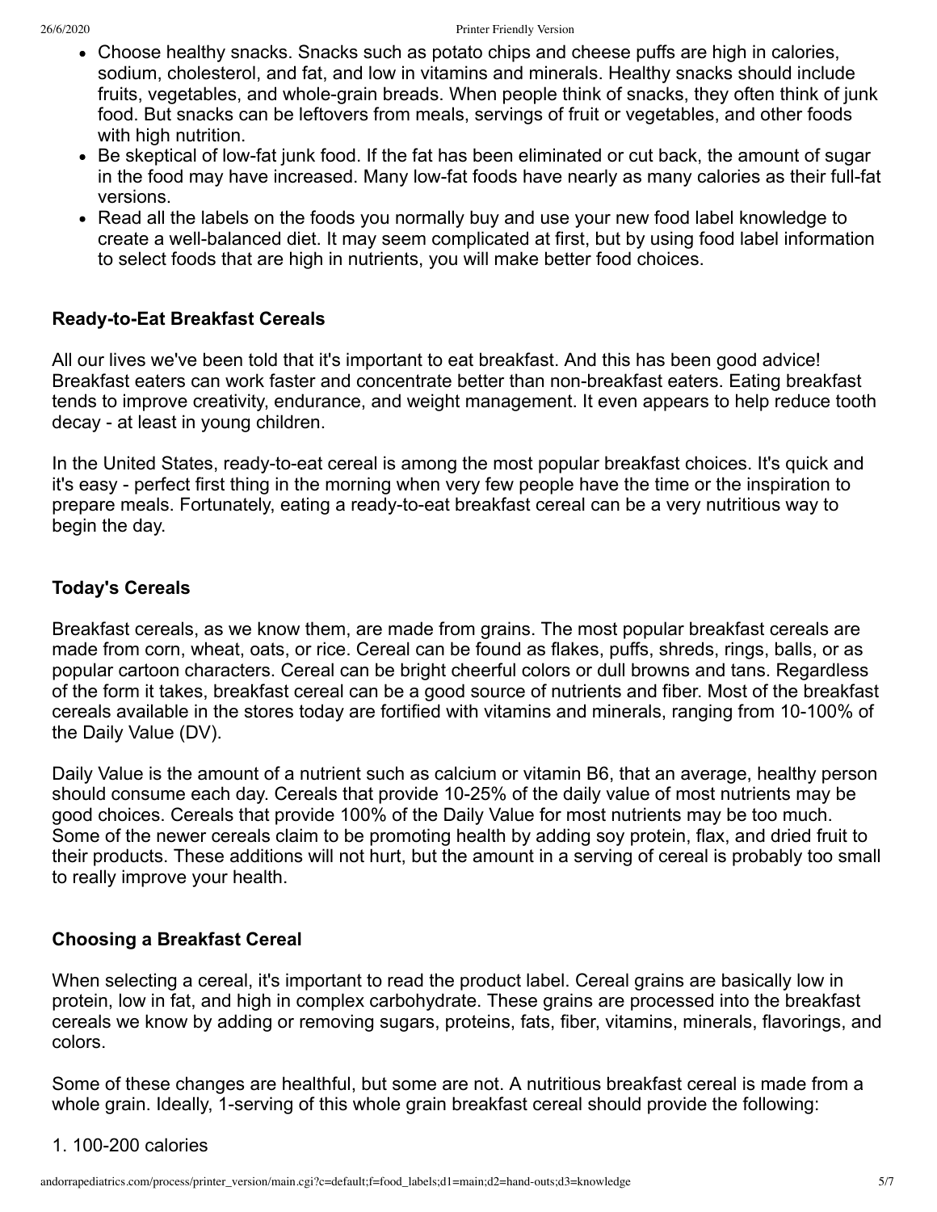- Choose healthy snacks. Snacks such as potato chips and cheese puffs are high in calories, sodium, cholesterol, and fat, and low in vitamins and minerals. Healthy snacks should include fruits, vegetables, and whole-grain breads. When people think of snacks, they often think of junk food. But snacks can be leftovers from meals, servings of fruit or vegetables, and other foods with high nutrition.
- Be skeptical of low-fat junk food. If the fat has been eliminated or cut back, the amount of sugar in the food may have increased. Many low-fat foods have nearly as many calories as their full-fat versions.
- Read all the labels on the foods you normally buy and use your new food label knowledge to create a well-balanced diet. It may seem complicated at first, but by using food label information to select foods that are high in nutrients, you will make better food choices.

**Ready-to-Eat Breakfast Cereals**

All our lives we've been told that it's important to eat breakfast. And this has been good advice! Breakfast eaters can work faster and concentrate better than non-breakfast eaters. Eating breakfast tends to improve creativity, endurance, and weight management. It even appears to help reduce tooth decay - at least in young children.

In the United States, ready-to-eat cereal is among the most popular breakfast choices. It's quick and it's easy - perfect first thing in the morning when very few people have the time or the inspiration to prepare meals. Fortunately, eating a ready-to-eat breakfast cereal can be a very nutritious way to begin the day.

**Today's Cereals**

Breakfast cereals, as we know them, are made from grains. The most popular breakfast cereals are made from corn, wheat, oats, or rice. Cereal can be found as flakes, puffs, shreds, rings, balls, or as popular cartoon characters. Cereal can be bright cheerful colors or dull browns and tans. Regardless of the form it takes, breakfast cereal can be a good source of nutrients and fiber. Most of the breakfast cereals available in the stores today are fortified with vitamins and minerals, ranging from 10-100% of the Daily Value (DV).

Daily Value is the amount of a nutrient such as calcium or vitamin B6, that an average, healthy person should consume each day. Cereals that provide 10-25% of the daily value of most nutrients may be good choices. Cereals that provide 100% of the Daily Value for most nutrients may be too much. Some of the newer cereals claim to be promoting health by adding soy protein, flax, and dried fruit to their products. These additions will not hurt, but the amount in a serving of cereal is probably too small to really improve your health.

**Choosing a Breakfast Cereal**

When selecting a cereal, it's important to read the product label. Cereal grains are basically low in protein, low in fat, and high in complex carbohydrate. These grains are processed into the breakfast cereals we know by adding or removing sugars, proteins, fats, fiber, vitamins, minerals, flavorings, and colors.

Some of these changes are healthful, but some are not. A nutritious breakfast cereal is made from a whole grain. Ideally, 1-serving of this whole grain breakfast cereal should provide the following:

1. 100-200 calories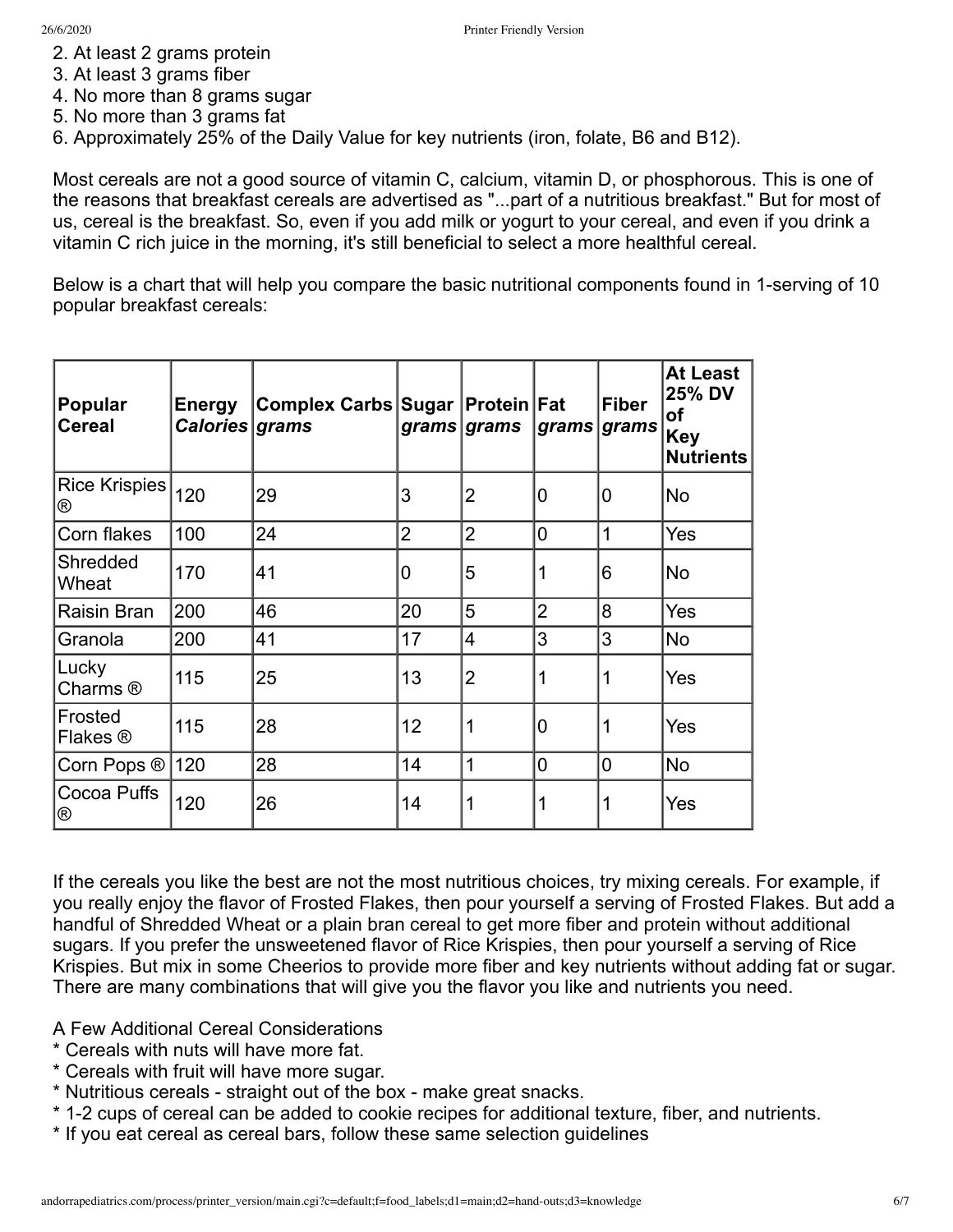2. At least 2 grams protein
3. At least 3 grams fiber
4. No more than 8 grams sugar
5. No more than 3 grams fat
6. Approximately 25% of the Daily Value for key nutrients (iron, folate, B6 and B12).

Most cereals are not a good source of vitamin C, calcium, vitamin D, or phosphorous. This is one of the reasons that breakfast cereals are advertised as "...part of a nutritious breakfast." But for most of us, cereal is the breakfast. So, even if you add milk or yogurt to your cereal, and even if you drink a vitamin C rich juice in the morning, it's still beneficial to select a more healthful cereal.

Below is a chart that will help you compare the basic nutritional components found in 1-serving of 10 popular breakfast cereals:

| **Popular Cereal** | **Energy** *Calories* | **Complex Carbs** *grams* | **Sugar** *grams* | **Protein** *grams* | **Fat** *grams* | **Fiber** *grams* | **At Least 25% DV of Key Nutrients** |
|---|---|---|---|---|---|---|---|
| Rice Krispies ® | 120 | 29 | 3 | 2 | 0 | 0 | No |
| Corn flakes | 100 | 24 | 2 | 2 | 0 | 1 | Yes |
| Shredded Wheat | 170 | 41 | 0 | 5 | 1 | 6 | No |
| Raisin Bran | 200 | 46 | 20 | 5 | 2 | 8 | Yes |
| Granola | 200 | 41 | 17 | 4 | 3 | 3 | No |
| Lucky Charms ® | 115 | 25 | 13 | 2 | 1 | 1 | Yes |
| Frosted Flakes ® | 115 | 28 | 12 | 1 | 0 | 1 | Yes |
| Corn Pops ® | 120 | 28 | 14 | 1 | 0 | 0 | No |
| Cocoa Puffs ® | 120 | 26 | 14 | 1 | 1 | 1 | Yes |

If the cereals you like the best are not the most nutritious choices, try mixing cereals. For example, if you really enjoy the flavor of Frosted Flakes, then pour yourself a serving of Frosted Flakes. But add a handful of Shredded Wheat or a plain bran cereal to get more fiber and protein without additional sugars. If you prefer the unsweetened flavor of Rice Krispies, then pour yourself a serving of Rice Krispies. But mix in some Cheerios to provide more fiber and key nutrients without adding fat or sugar. There are many combinations that will give you the flavor you like and nutrients you need.

A Few Additional Cereal Considerations
* Cereals with nuts will have more fat.
* Cereals with fruit will have more sugar.
* Nutritious cereals - straight out of the box - make great snacks.
* 1-2 cups of cereal can be added to cookie recipes for additional texture, fiber, and nutrients.
* If you eat cereal as cereal bars, follow these same selection guidelines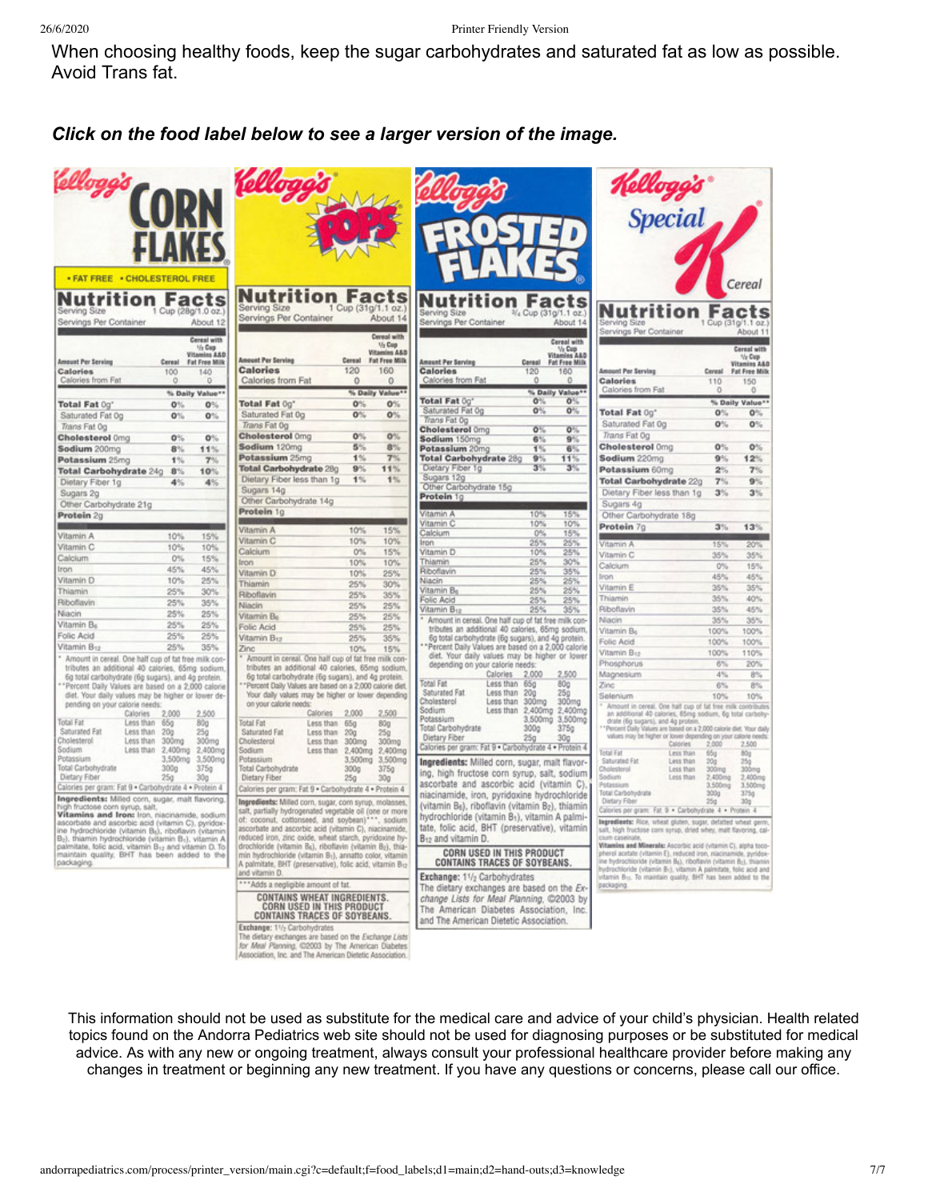When choosing healthy foods, keep the sugar carbohydrates and saturated fat as low as possible. Avoid Trans fat.

***Click on the food label below to see a larger version of the image.***

## Kellogg's Corn Flakes

• FAT FREE • CHOLESTEROL FREE

### Nutrition Facts

Serving Size 1 Cup (28g/1.0 oz.)
Servings Per Container About 12

| Amount Per Serving | Cereal | Cereal with ½ Cup Vitamins A&D Fat Free Milk |
|---|---|---|
| Calories | 100 | 140 |
| Calories from Fat | 0 | 0 |
| | % Daily Value** | |
| Total Fat 0g* | 0% | 0% |
| Saturated Fat 0g | 0% | 0% |
| Trans Fat 0g | | |
| Cholesterol 0mg | 0% | 0% |
| Sodium 200mg | 8% | 11% |
| Potassium 25mg | 1% | 7% |
| Total Carbohydrate 24g | 8% | 10% |
| Dietary Fiber 1g | 4% | 4% |
| Sugars 2g | | |
| Other Carbohydrate 21g | | |
| Protein 2g | | |
| Vitamin A | 10% | 15% |
| Vitamin C | 10% | 10% |
| Calcium | 0% | 15% |
| Iron | 45% | 45% |
| Vitamin D | 10% | 25% |
| Thiamin | 25% | 30% |
| Riboflavin | 25% | 35% |
| Niacin | 25% | 25% |
| Vitamin $B_6$ | 25% | 25% |
| Folic Acid | 25% | 25% |
| Vitamin $B_{12}$ | 25% | 35% |

\* Amount in cereal. One half cup of fat free milk contributes an additional 40 calories, 65mg sodium, 6g total carbohydrate (6g sugars), and 4g protein.
\*\*Percent Daily Values are based on a 2,000 calorie diet. Your daily values may be higher or lower depending on your calorie needs:

| | | Calories 2,000 | 2,500 |
|---|---|---|---|
| Total Fat | Less than | 65g | 80g |
| Saturated Fat | Less than | 20g | 25g |
| Cholesterol | Less than | 300mg | 300mg |
| Sodium | Less than | 2,400mg | 2,400mg |
| Potassium | | 3,500mg | 3,500mg |
| Total Carbohydrate | | 300g | 375g |
| Dietary Fiber | | 25g | 30g |

Calories per gram: Fat 9 • Carbohydrate 4 • Protein 4

**Ingredients:** Milled corn, sugar, malt flavoring, high fructose corn syrup, salt.
**Vitamins and Iron:** Iron, niacinamide, sodium ascorbate and ascorbic acid (vitamin C), pyridoxine hydrochloride (vitamin $B_6$), riboflavin (vitamin $B_2$), thiamin hydrochloride (vitamin $B_1$), vitamin A palmitate, folic acid, vitamin $B_{12}$ and vitamin D. To maintain quality, BHT has been added to the packaging.

## Kellogg's Pops

### Nutrition Facts

Serving Size 1 Cup (31g/1.1 oz.)
Servings Per Container About 14

| Amount Per Serving | Cereal | Cereal with ½ Cup Vitamins A&D Fat Free Milk |
|---|---|---|
| Calories | 120 | 160 |
| Calories from Fat | 0 | 0 |
| | % Daily Value** | |
| Total Fat 0g* | 0% | 0% |
| Saturated Fat 0g | 0% | 0% |
| Trans Fat 0g | | |
| Cholesterol 0mg | 0% | 0% |
| Sodium 120mg | 5% | 8% |
| Potassium 25mg | 1% | 7% |
| Total Carbohydrate 28g | 9% | 11% |
| Dietary Fiber less than 1g | 1% | 1% |
| Sugars 14g | | |
| Other Carbohydrate 14g | | |
| Protein 1g | | |
| Vitamin A | 10% | 15% |
| Vitamin C | 10% | 10% |
| Calcium | 0% | 15% |
| Iron | 10% | 10% |
| Vitamin D | 10% | 25% |
| Thiamin | 25% | 30% |
| Riboflavin | 25% | 35% |
| Niacin | 25% | 25% |
| Vitamin $B_6$ | 25% | 25% |
| Folic Acid | 25% | 25% |
| Vitamin $B_{12}$ | 25% | 35% |
| Zinc | 10% | 15% |

\* Amount in cereal. One half cup of fat free milk contributes an additional 40 calories, 65mg sodium, 6g total carbohydrate (6g sugars), and 4g protein.
\*\*Percent Daily Values are based on a 2,000 calorie diet. Your daily values may be higher or lower depending on your calorie needs:

| | | Calories 2,000 | 2,500 |
|---|---|---|---|
| Total Fat | Less than | 65g | 80g |
| Saturated Fat | Less than | 20g | 25g |
| Cholesterol | Less than | 300mg | 300mg |
| Sodium | Less than | 2,400mg | 2,400mg |
| Potassium | | 3,500mg | 3,500mg |
| Total Carbohydrate | | 300g | 375g |
| Dietary Fiber | | 25g | 30g |

Calories per gram: Fat 9 • Carbohydrate 4 • Protein 4

**Ingredients:** Milled corn, sugar, corn syrup, molasses, salt, partially hydrogenated vegetable oil (one or more of: coconut, cottonseed, and soybean)\*\*\*, sodium ascorbate and ascorbic acid (vitamin C), niacinamide, reduced iron, zinc oxide, wheat starch, pyridoxine hydrochloride (vitamin $B_6$), riboflavin (vitamin $B_2$), thiamin hydrochloride (vitamin $B_1$), annatto color, vitamin A palmitate, BHT (preservative), folic acid, vitamin $B_{12}$ and vitamin D.

\*\*\*Adds a negligible amount of fat.

CONTAINS WHEAT INGREDIENTS. CORN USED IN THIS PRODUCT CONTAINS TRACES OF SOYBEANS.

**Exchange:** 1½ Carbohydrates
The dietary exchanges are based on the *Exchange Lists for Meal Planning*, ©2003 by The American Diabetes Association, Inc. and The American Dietetic Association.

## Kellogg's Frosted Flakes

### Nutrition Facts

Serving Size ¾ Cup (31g/1.1 oz.)
Servings Per Container About 14

| Amount Per Serving | Cereal | Cereal with ½ Cup Vitamins A&D Fat Free Milk |
|---|---|---|
| Calories | 120 | 160 |
| Calories from Fat | 0 | 0 |
| | % Daily Value** | |
| Total Fat 0g* | 0% | 0% |
| Saturated Fat 0g | 0% | 0% |
| Trans Fat 0g | | |
| Cholesterol 0mg | 0% | 0% |
| Sodium 150mg | 6% | 9% |
| Potassium 20mg | 1% | 6% |
| Total Carbohydrate 28g | 9% | 11% |
| Dietary Fiber 1g | 3% | 3% |
| Sugars 12g | | |
| Other Carbohydrate 15g | | |
| Protein 1g | | |
| Vitamin A | 10% | 15% |
| Vitamin C | 10% | 10% |
| Calcium | 0% | 15% |
| Iron | 25% | 25% |
| Vitamin D | 10% | 25% |
| Thiamin | 25% | 30% |
| Riboflavin | 25% | 35% |
| Niacin | 25% | 25% |
| Vitamin $B_6$ | 25% | 25% |
| Folic Acid | 25% | 25% |
| Vitamin $B_{12}$ | 25% | 35% |

\* Amount in cereal. One half cup of fat free milk contributes an additional 40 calories, 65mg sodium, 6g total carbohydrate (6g sugars), and 4g protein.
\*\*Percent Daily Values are based on a 2,000 calorie diet. Your daily values may be higher or lower depending on your calorie needs:

| | | Calories 2,000 | 2,500 |
|---|---|---|---|
| Total Fat | Less than | 65g | 80g |
| Saturated Fat | Less than | 20g | 25g |
| Cholesterol | Less than | 300mg | 300mg |
| Sodium | Less than | 2,400mg | 2,400mg |
| Potassium | | 3,500mg | 3,500mg |
| Total Carbohydrate | | 300g | 375g |
| Dietary Fiber | | 25g | 30g |

Calories per gram: Fat 9 • Carbohydrate 4 • Protein 4

**Ingredients:** Milled corn, sugar, malt flavoring, high fructose corn syrup, salt, sodium ascorbate and ascorbic acid (vitamin C), niacinamide, iron, pyridoxine hydrochloride (vitamin $B_6$), riboflavin (vitamin $B_2$), thiamin hydrochloride (vitamin $B_1$), vitamin A palmitate, folic acid, BHT (preservative), vitamin $B_{12}$ and vitamin D.

CORN USED IN THIS PRODUCT CONTAINS TRACES OF SOYBEANS.

**Exchange:** 1½ Carbohydrates
The dietary exchanges are based on the *Exchange Lists for Meal Planning*, ©2003 by The American Diabetes Association, Inc. and The American Dietetic Association.

## Kellogg's Special K Cereal

### Nutrition Facts

Serving Size 1 Cup (31g/1.1 oz.)
Servings Per Container About 11

| Amount Per Serving | Cereal | Cereal with ½ Cup Vitamins A&D Fat Free Milk |
|---|---|---|
| Calories | 110 | 150 |
| Calories from Fat | 0 | 0 |
| | % Daily Value** | |
| Total Fat 0g* | 0% | 0% |
| Saturated Fat 0g | 0% | 0% |
| Trans Fat 0g | | |
| Cholesterol 0mg | 0% | 0% |
| Sodium 220mg | 9% | 12% |
| Potassium 60mg | 2% | 7% |
| Total Carbohydrate 22g | 7% | 9% |
| Dietary Fiber less than 1g | 3% | 3% |
| Sugars 4g | | |
| Other Carbohydrate 18g | | |
| Protein 7g | 3% | 13% |
| Vitamin A | 15% | 20% |
| Vitamin C | 35% | 35% |
| Calcium | 0% | 15% |
| Iron | 45% | 45% |
| Vitamin E | 35% | 35% |
| Thiamin | 35% | 40% |
| Riboflavin | 35% | 45% |
| Niacin | 35% | 35% |
| Vitamin $B_6$ | 100% | 100% |
| Folic Acid | 100% | 100% |
| Vitamin $B_{12}$ | 100% | 110% |
| Phosphorus | 6% | 20% |
| Magnesium | 4% | 8% |
| Zinc | 6% | 8% |
| Selenium | 10% | 10% |

\* Amount in cereal. One half cup of fat free milk contributes an additional 40 calories, 65mg sodium, 6g total carbohydrate (6g sugars), and 4g protein.
\*\*Percent Daily Values are based on a 2,000 calorie diet. Your daily values may be higher or lower depending on your calorie needs:

| | | Calories 2,000 | 2,500 |
|---|---|---|---|
| Total Fat | Less than | 65g | 80g |
| Saturated Fat | Less than | 20g | 25g |
| Cholesterol | Less than | 300mg | 300mg |
| Sodium | Less than | 2,400mg | 2,400mg |
| Potassium | | 3,500mg | 3,500mg |
| Total Carbohydrate | | 300g | 375g |
| Dietary Fiber | | 25g | 30g |

Calories per gram: Fat 9 • Carbohydrate 4 • Protein 4

**Ingredients:** Rice, wheat gluten, sugar, defatted wheat germ, salt, high fructose corn syrup, dried whey, malt flavoring, calcium caseinate.
**Vitamins and Minerals:** Ascorbic acid (vitamin C), alpha tocopherol acetate (vitamin E), reduced iron, niacinamide, pyridoxine hydrochloride (vitamin $B_6$), riboflavin (vitamin $B_2$), thiamin hydrochloride (vitamin $B_1$), vitamin A palmitate, folic acid and vitamin $B_{12}$. To maintain quality, BHT has been added to the packaging.

This information should not be used as substitute for the medical care and advice of your child's physician. Health related topics found on the Andorra Pediatrics web site should not be used for diagnosing purposes or be substituted for medical advice. As with any new or ongoing treatment, always consult your professional healthcare provider before making any changes in treatment or beginning any new treatment. If you have any questions or concerns, please call our office.